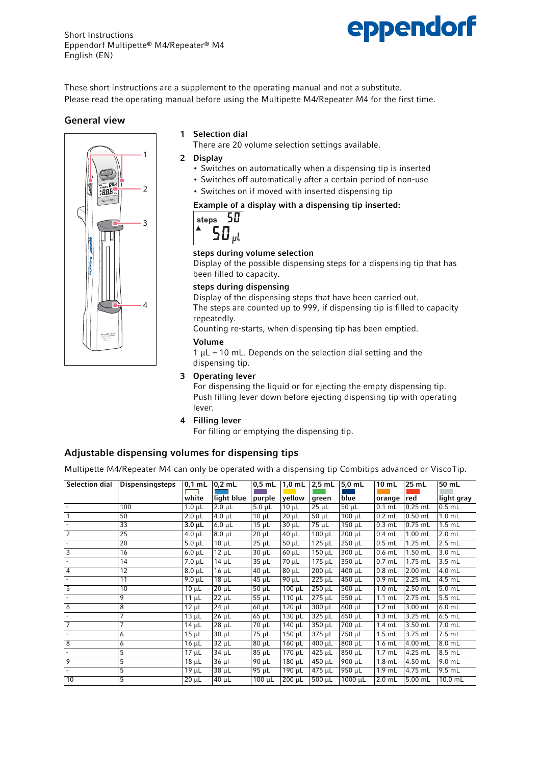Short Instructions
Eppendorf Multipette® M4/Repeater® M4
English (EN)

eppendorf

These short instructions are a supplement to the operating manual and not a substitute.
Please read the operating manual before using the Multipette M4/Repeater M4 for the first time.

## General view

**1 Selection dial**
There are 20 volume selection settings available.

**2 Display**
- Switches on automatically when a dispensing tip is inserted
- Switches off automatically after a certain period of non-use
- Switches on if moved with inserted dispensing tip

**Example of a display with a dispensing tip inserted:**

steps 50
▲ 50 µl

**steps during volume selection**
Display of the possible dispensing steps for a dispensing tip that has been filled to capacity.

**steps during dispensing**
Display of the dispensing steps that have been carried out.
The steps are counted up to 999, if dispensing tip is filled to capacity repeatedly.
Counting re-starts, when dispensing tip has been emptied.

**Volume**
1 µL – 10 mL. Depends on the selection dial setting and the dispensing tip.

**3 Operating lever**
For dispensing the liquid or for ejecting the empty dispensing tip.
Push filling lever down before ejecting dispensing tip with operating lever.

**4 Filling lever**
For filling or emptying the dispensing tip.

## Adjustable dispensing volumes for dispensing tips

Multipette M4/Repeater M4 can only be operated with a dispensing tip Combitips advanced or ViscoTip.

| Selection dial | Dispensingsteps | 0,1 mL white | 0,2 mL light blue | 0,5 mL purple | 1,0 mL yellow | 2,5 mL green | 5,0 mL blue | 10 mL orange | 25 mL red | 50 mL light gray |
|---|---|---|---|---|---|---|---|---|---|---|
| · | 100 | 1.0 µL | 2.0 µL | 5.0 µL | 10 µL | 25 µL | 50 µL | 0.1 mL | 0.25 mL | 0.5 mL |
| 1 | 50 | 2.0 µL | 4.0 µL | 10 µL | 20 µL | 50 µL | 100 µL | 0.2 mL | 0.50 mL | 1.0 mL |
| · | 33 | **3.0 µL** | 6.0 µL | 15 µL | 30 µL | 75 µL | 150 µL | 0.3 mL | 0.75 mL | 1.5 mL |
| 2 | 25 | 4.0 µL | 8.0 µL | 20 µL | 40 µL | 100 µL | 200 µL | 0.4 mL | 1.00 mL | 2.0 mL |
| · | 20 | 5.0 µL | 10 µL | 25 µL | 50 µL | 125 µL | 250 µL | 0.5 mL | 1.25 mL | 2.5 mL |
| 3 | 16 | 6.0 µL | 12 µL | 30 µL | 60 µL | 150 µL | 300 µL | 0.6 mL | 1.50 mL | 3.0 mL |
| · | 14 | 7.0 µL | 14 µL | 35 µL | 70 µL | 175 µL | 350 µL | 0.7 mL | 1.75 mL | 3.5 mL |
| 4 | 12 | 8.0 µL | 16 µL | 40 µL | 80 µL | 200 µL | 400 µL | 0.8 mL | 2.00 mL | 4.0 mL |
| · | 11 | 9.0 µL | 18 µL | 45 µL | 90 µL | 225 µL | 450 µL | 0.9 mL | 2.25 mL | 4.5 mL |
| 5 | 10 | 10 µL | 20 µL | 50 µL | 100 µL | 250 µL | 500 µL | 1.0 mL | 2.50 mL | 5.0 mL |
| · | 9 | 11 µL | 22 µL | 55 µL | 110 µL | 275 µL | 550 µL | 1.1 mL | 2.75 mL | 5.5 mL |
| 6 | 8 | 12 µL | 24 µL | 60 µL | 120 µL | 300 µL | 600 µL | 1.2 mL | 3.00 mL | 6.0 mL |
| · | 7 | 13 µL | 26 µL | 65 µL | 130 µL | 325 µL | 650 µL | 1.3 mL | 3.25 mL | 6.5 mL |
| 7 | 7 | 14 µL | 28 µL | 70 µL | 140 µL | 350 µL | 700 µL | 1.4 mL | 3.50 mL | 7.0 mL |
| · | 6 | 15 µL | 30 µL | 75 µL | 150 µL | 375 µL | 750 µL | 1.5 mL | 3.75 mL | 7.5 mL |
| 8 | 6 | 16 µL | 32 µL | 80 µL | 160 µL | 400 µL | 800 µL | 1.6 mL | 4.00 mL | 8.0 mL |
| · | 5 | 17 µL | 34 µL | 85 µL | 170 µL | 425 µL | 850 µL | 1.7 mL | 4.25 mL | 8.5 mL |
| 9 | 5 | 18 µL | 36 µl | 90 µL | 180 µL | 450 µL | 900 µL | 1.8 mL | 4.50 mL | 9.0 mL |
| · | 5 | 19 µL | 38 µL | 95 µL | 190 µL | 475 µL | 950 µL | 1.9 mL | 4.75 mL | 9.5 mL |
| 10 | 5 | 20 µL | 40 µL | 100 µL | 200 µL | 500 µL | 1000 µL | 2.0 mL | 5.00 mL | 10.0 mL |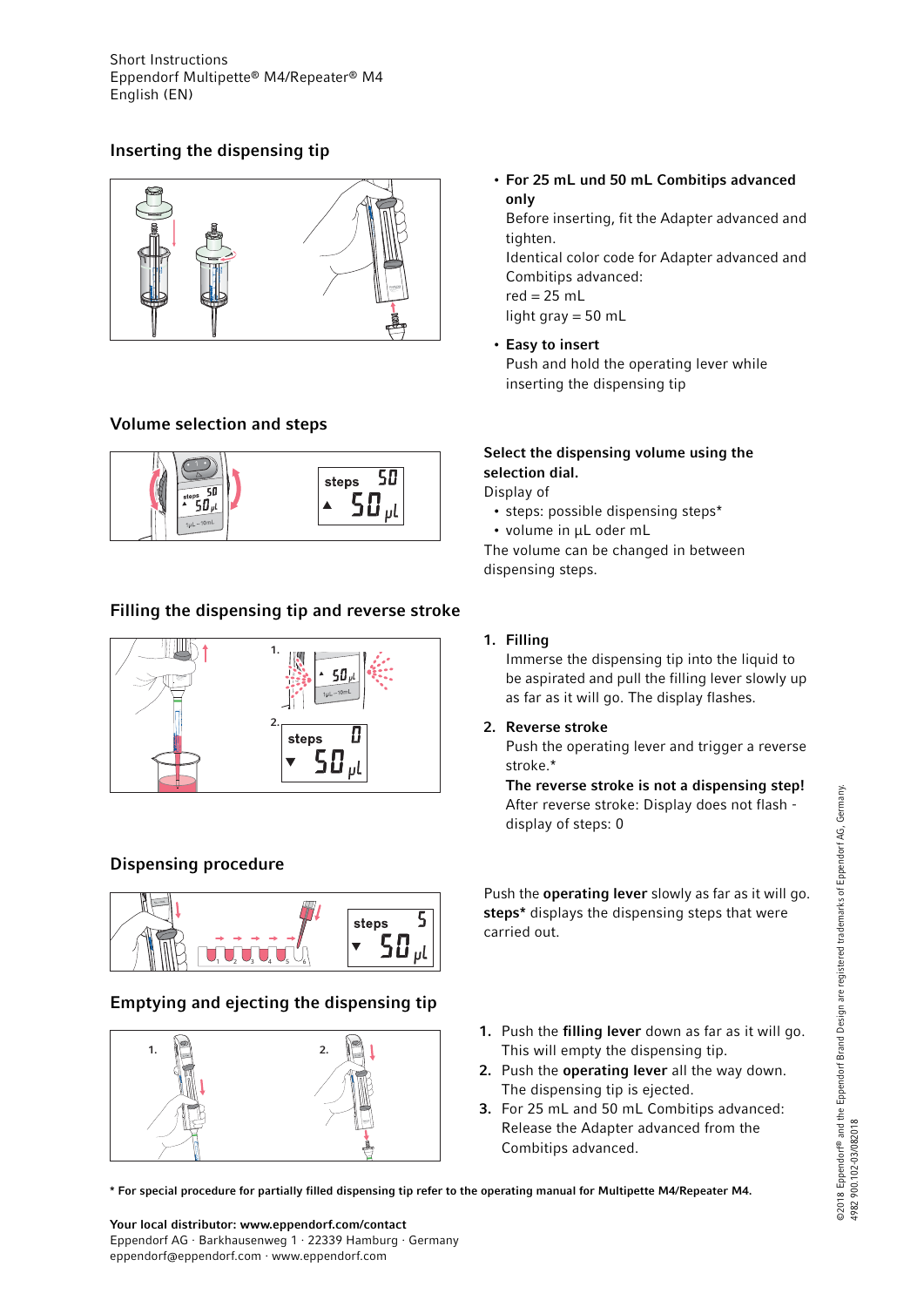Short Instructions
Eppendorf Multipette® M4/Repeater® M4
English (EN)

## Inserting the dispensing tip

- **For 25 mL und 50 mL Combitips advanced only**
  Before inserting, fit the Adapter advanced and tighten.
  Identical color code for Adapter advanced and Combitips advanced:
  red = 25 mL
  light gray = 50 mL
- **Easy to insert**
  Push and hold the operating lever while inserting the dispensing tip

## Volume selection and steps

steps 50
▲ 50 µl

**Select the dispensing volume using the selection dial.**
Display of

- steps: possible dispensing steps*
- volume in µL oder mL

The volume can be changed in between dispensing steps.

## Filling the dispensing tip and reverse stroke

1\.
2\.
steps 0
▼ 50 µl

1. **Filling**
   Immerse the dispensing tip into the liquid to be aspirated and pull the filling lever slowly up as far as it will go. The display flashes.
2. **Reverse stroke**
   Push the operating lever and trigger a reverse stroke.*
   **The reverse stroke is not a dispensing step!**
   After reverse stroke: Display does not flash - display of steps: 0

## Dispensing procedure

steps 5
▼ 50 µl

Push the **operating lever** slowly as far as it will go. **steps*** displays the dispensing steps that were carried out.

## Emptying and ejecting the dispensing tip

1. Push the **filling lever** down as far as it will go. This will empty the dispensing tip.
2. Push the **operating lever** all the way down. The dispensing tip is ejected.
3. For 25 mL and 50 mL Combitips advanced: Release the Adapter advanced from the Combitips advanced.

**\* For special procedure for partially filled dispensing tip refer to the operating manual for Multipette M4/Repeater M4.**

**Your local distributor: www.eppendorf.com/contact**
Eppendorf AG · Barkhausenweg 1 · 22339 Hamburg · Germany
eppendorf@eppendorf.com · www.eppendorf.com

©2018 Eppendorf® and the Eppendorf Brand Design are registered trademarks of Eppendorf AG, Germany.
4982 900.102-03/082018